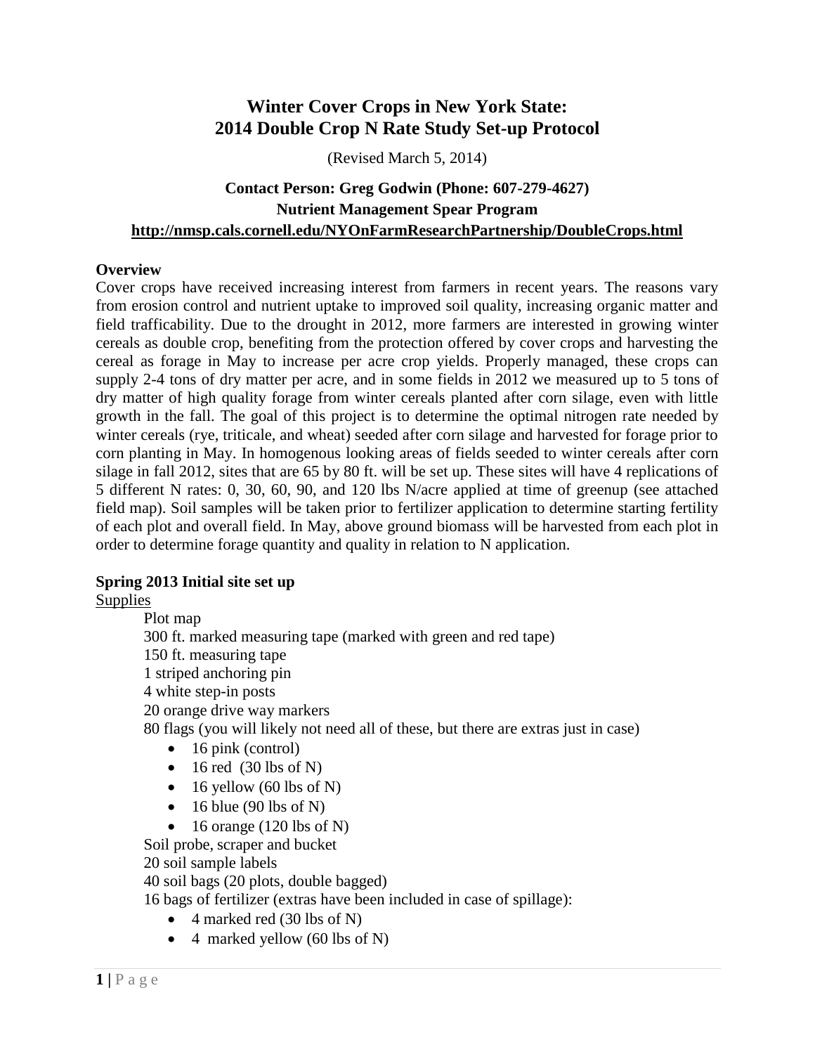# Winter Cover Crops in New York State: 2014 Double Crop N Rate Study Set-up Protocol

(Revised March 5, 2014)

**Contact Person: Greg Godwin (Phone: 607-279-4627)**
**Nutrient Management Spear Program**
**http://nmsp.cals.cornell.edu/NYOnFarmResearchPartnership/DoubleCrops.html**

**Overview**

Cover crops have received increasing interest from farmers in recent years. The reasons vary from erosion control and nutrient uptake to improved soil quality, increasing organic matter and field trafficability. Due to the drought in 2012, more farmers are interested in growing winter cereals as double crop, benefiting from the protection offered by cover crops and harvesting the cereal as forage in May to increase per acre crop yields. Properly managed, these crops can supply 2-4 tons of dry matter per acre, and in some fields in 2012 we measured up to 5 tons of dry matter of high quality forage from winter cereals planted after corn silage, even with little growth in the fall. The goal of this project is to determine the optimal nitrogen rate needed by winter cereals (rye, triticale, and wheat) seeded after corn silage and harvested for forage prior to corn planting in May. In homogenous looking areas of fields seeded to winter cereals after corn silage in fall 2012, sites that are 65 by 80 ft. will be set up. These sites will have 4 replications of 5 different N rates: 0, 30, 60, 90, and 120 lbs N/acre applied at time of greenup (see attached field map). Soil samples will be taken prior to fertilizer application to determine starting fertility of each plot and overall field. In May, above ground biomass will be harvested from each plot in order to determine forage quantity and quality in relation to N application.

**Spring 2013 Initial site set up**

Supplies

Plot map
300 ft. marked measuring tape (marked with green and red tape)
150 ft. measuring tape
1 striped anchoring pin
4 white step-in posts
20 orange drive way markers
80 flags (you will likely not need all of these, but there are extras just in case)

- 16 pink (control)
- 16 red (30 lbs of N)
- 16 yellow (60 lbs of N)
- 16 blue (90 lbs of N)
- 16 orange (120 lbs of N)

Soil probe, scraper and bucket
20 soil sample labels
40 soil bags (20 plots, double bagged)
16 bags of fertilizer (extras have been included in case of spillage):

- 4 marked red (30 lbs of N)
- 4 marked yellow (60 lbs of N)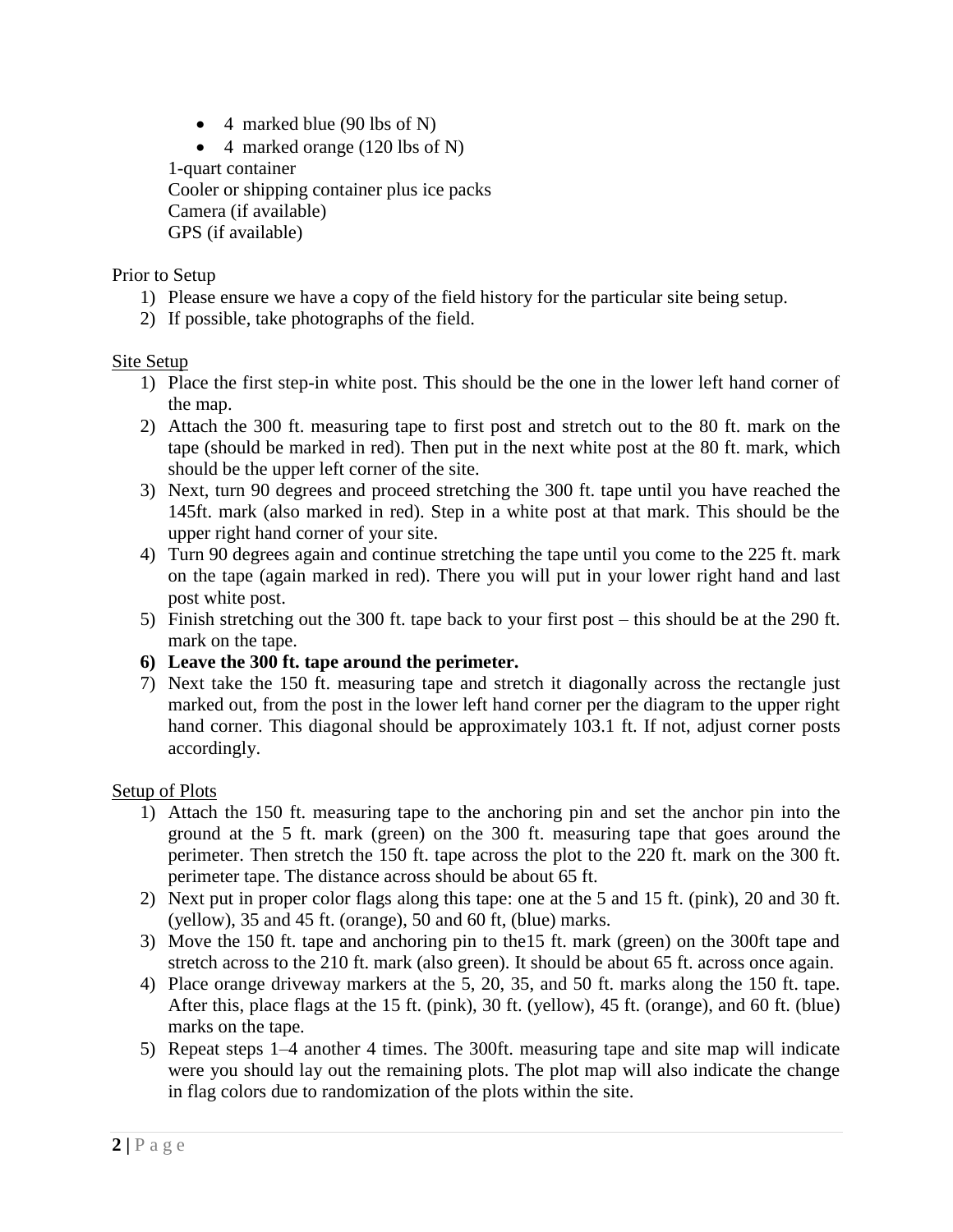- 4 marked blue (90 lbs of N)
- 4 marked orange (120 lbs of N)

1-quart container
Cooler or shipping container plus ice packs
Camera (if available)
GPS (if available)

Prior to Setup

1) Please ensure we have a copy of the field history for the particular site being setup.
2) If possible, take photographs of the field.

<u>Site Setup</u>

1) Place the first step-in white post. This should be the one in the lower left hand corner of the map.
2) Attach the 300 ft. measuring tape to first post and stretch out to the 80 ft. mark on the tape (should be marked in red). Then put in the next white post at the 80 ft. mark, which should be the upper left corner of the site.
3) Next, turn 90 degrees and proceed stretching the 300 ft. tape until you have reached the 145ft. mark (also marked in red). Step in a white post at that mark. This should be the upper right hand corner of your site.
4) Turn 90 degrees again and continue stretching the tape until you come to the 225 ft. mark on the tape (again marked in red). There you will put in your lower right hand and last post white post.
5) Finish stretching out the 300 ft. tape back to your first post – this should be at the 290 ft. mark on the tape.
6) **Leave the 300 ft. tape around the perimeter.**
7) Next take the 150 ft. measuring tape and stretch it diagonally across the rectangle just marked out, from the post in the lower left hand corner per the diagram to the upper right hand corner. This diagonal should be approximately 103.1 ft. If not, adjust corner posts accordingly.

<u>Setup of Plots</u>

1) Attach the 150 ft. measuring tape to the anchoring pin and set the anchor pin into the ground at the 5 ft. mark (green) on the 300 ft. measuring tape that goes around the perimeter. Then stretch the 150 ft. tape across the plot to the 220 ft. mark on the 300 ft. perimeter tape. The distance across should be about 65 ft.
2) Next put in proper color flags along this tape: one at the 5 and 15 ft. (pink), 20 and 30 ft. (yellow), 35 and 45 ft. (orange), 50 and 60 ft, (blue) marks.
3) Move the 150 ft. tape and anchoring pin to the15 ft. mark (green) on the 300ft tape and stretch across to the 210 ft. mark (also green). It should be about 65 ft. across once again.
4) Place orange driveway markers at the 5, 20, 35, and 50 ft. marks along the 150 ft. tape. After this, place flags at the 15 ft. (pink), 30 ft. (yellow), 45 ft. (orange), and 60 ft. (blue) marks on the tape.
5) Repeat steps 1–4 another 4 times. The 300ft. measuring tape and site map will indicate were you should lay out the remaining plots. The plot map will also indicate the change in flag colors due to randomization of the plots within the site.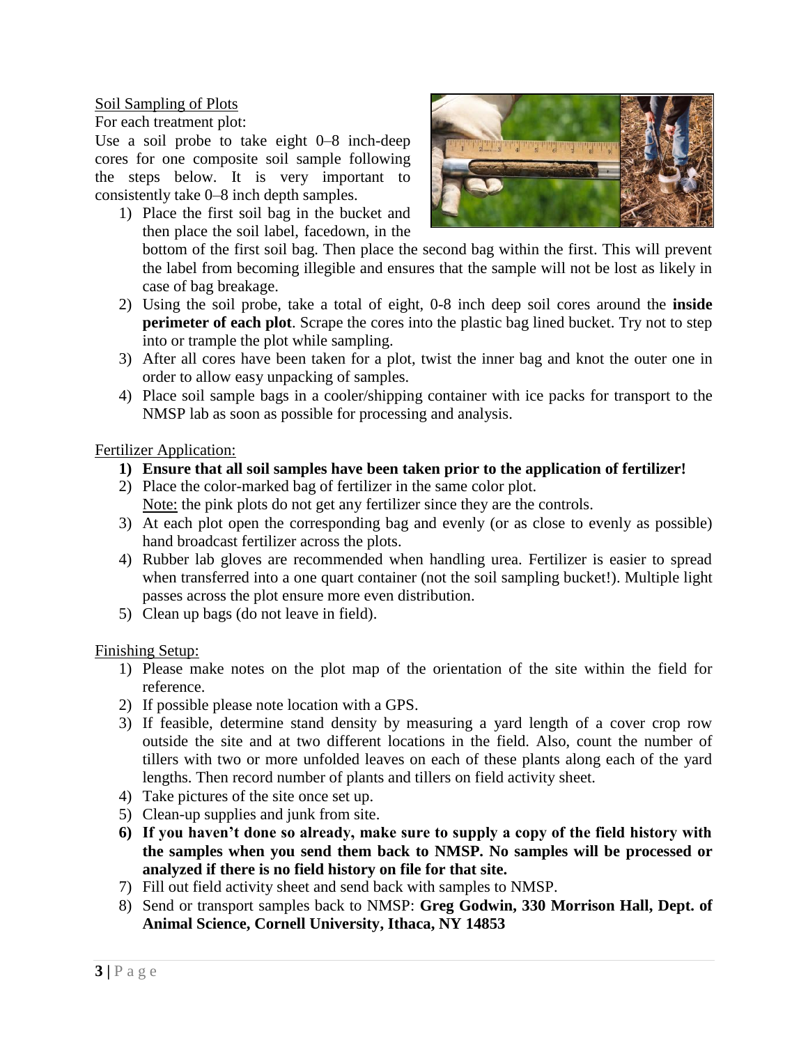Soil Sampling of Plots

For each treatment plot:

Use a soil probe to take eight 0–8 inch-deep cores for one composite soil sample following the steps below. It is very important to consistently take 0–8 inch depth samples.

1) Place the first soil bag in the bucket and then place the soil label, facedown, in the bottom of the first soil bag. Then place the second bag within the first. This will prevent the label from becoming illegible and ensures that the sample will not be lost as likely in case of bag breakage.
2) Using the soil probe, take a total of eight, 0-8 inch deep soil cores around the **inside perimeter of each plot**. Scrape the cores into the plastic bag lined bucket. Try not to step into or trample the plot while sampling.
3) After all cores have been taken for a plot, twist the inner bag and knot the outer one in order to allow easy unpacking of samples.
4) Place soil sample bags in a cooler/shipping container with ice packs for transport to the NMSP lab as soon as possible for processing and analysis.

Fertilizer Application:

1) **Ensure that all soil samples have been taken prior to the application of fertilizer!**
2) Place the color-marked bag of fertilizer in the same color plot.
   Note: the pink plots do not get any fertilizer since they are the controls.
3) At each plot open the corresponding bag and evenly (or as close to evenly as possible) hand broadcast fertilizer across the plots.
4) Rubber lab gloves are recommended when handling urea. Fertilizer is easier to spread when transferred into a one quart container (not the soil sampling bucket!). Multiple light passes across the plot ensure more even distribution.
5) Clean up bags (do not leave in field).

Finishing Setup:

1) Please make notes on the plot map of the orientation of the site within the field for reference.
2) If possible please note location with a GPS.
3) If feasible, determine stand density by measuring a yard length of a cover crop row outside the site and at two different locations in the field. Also, count the number of tillers with two or more unfolded leaves on each of these plants along each of the yard lengths. Then record number of plants and tillers on field activity sheet.
4) Take pictures of the site once set up.
5) Clean-up supplies and junk from site.
6) **If you haven't done so already, make sure to supply a copy of the field history with the samples when you send them back to NMSP. No samples will be processed or analyzed if there is no field history on file for that site.**
7) Fill out field activity sheet and send back with samples to NMSP.
8) Send or transport samples back to NMSP: **Greg Godwin, 330 Morrison Hall, Dept. of Animal Science, Cornell University, Ithaca, NY 14853**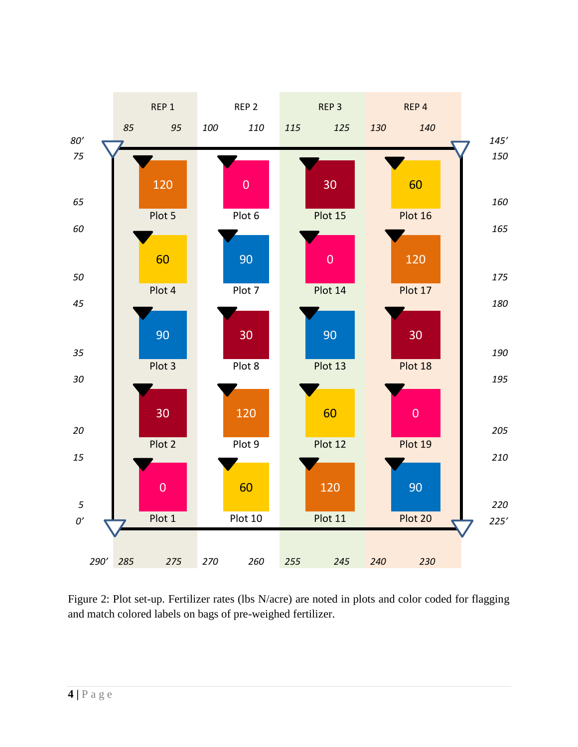| | REP 1 | REP 2 | REP 3 | REP 4 |
|---|---|---|---|---|
| | 85 – 95 | 100 – 110 | 115 – 125 | 130 – 140 |
| 75–65 / 150–160 | 120 (Plot 5) | 0 (Plot 6) | 30 (Plot 15) | 60 (Plot 16) |
| 60–50 / 165–175 | 60 (Plot 4) | 90 (Plot 7) | 0 (Plot 14) | 120 (Plot 17) |
| 45–35 / 180–190 | 90 (Plot 3) | 30 (Plot 8) | 90 (Plot 13) | 30 (Plot 18) |
| 30–20 / 195–205 | 30 (Plot 2) | 120 (Plot 9) | 60 (Plot 12) | 0 (Plot 19) |
| 15–5 / 210–220 | 0 (Plot 1) | 60 (Plot 10) | 120 (Plot 11) | 90 (Plot 20) |
| | 285 – 275 | 270 – 260 | 255 – 245 | 240 – 230 |

Corner markers: 80′ (top left), 145′ (top right), 0′ (bottom left), 225′ (bottom right), 290′ (bottom left, lower edge).

Figure 2: Plot set-up. Fertilizer rates (lbs N/acre) are noted in plots and color coded for flagging and match colored labels on bags of pre-weighed fertilizer.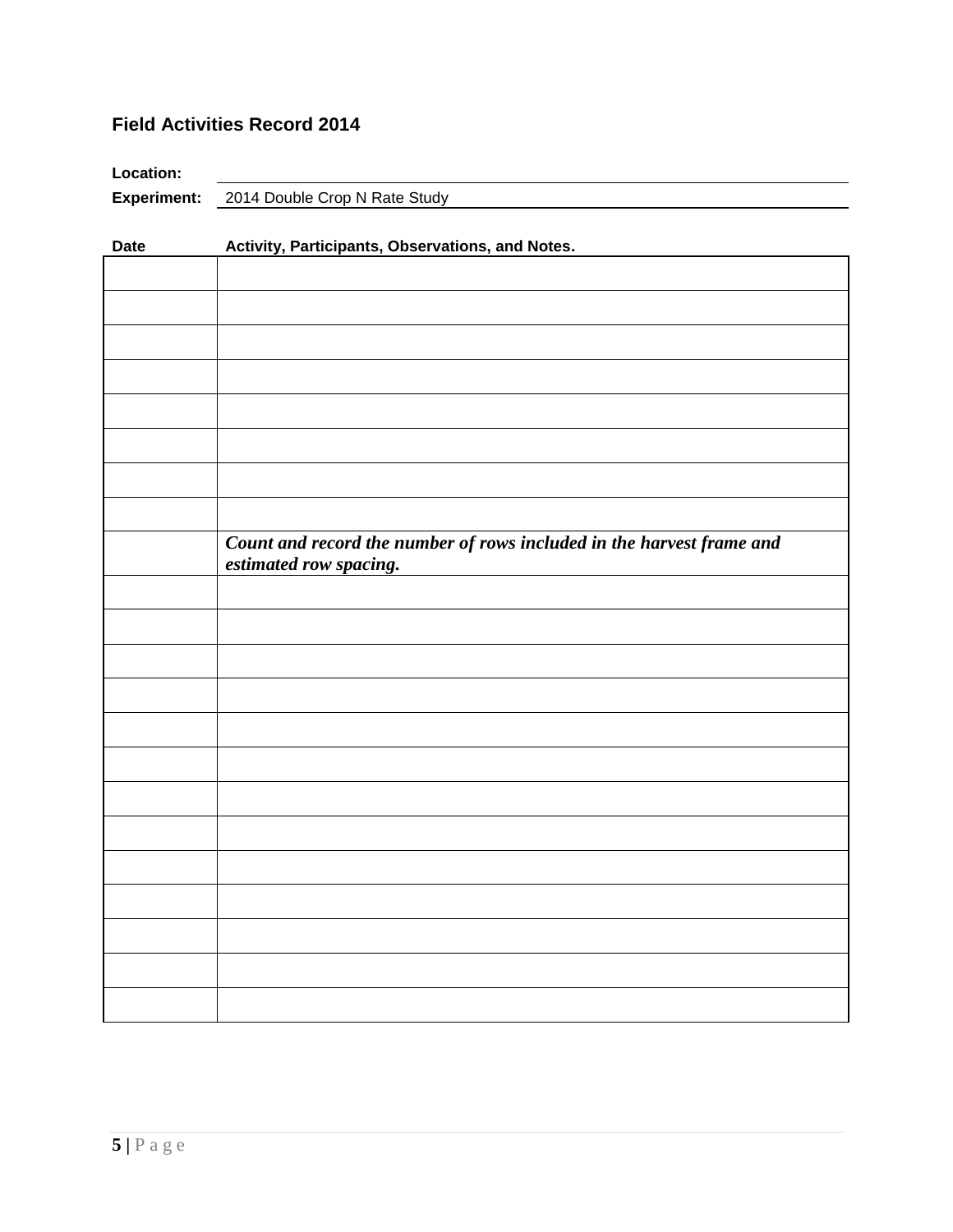### Field Activities Record 2014

**Location:**

**Experiment:** 2014 Double Crop N Rate Study

| Date | Activity, Participants, Observations, and Notes. |
|---|---|
| | |
| | |
| | |
| | |
| | |
| | |
| | |
| | |
| | ***Count and record the number of rows included in the harvest frame and estimated row spacing.*** |
| | |
| | |
| | |
| | |
| | |
| | |
| | |
| | |
| | |
| | |
| | |
| | |
| | |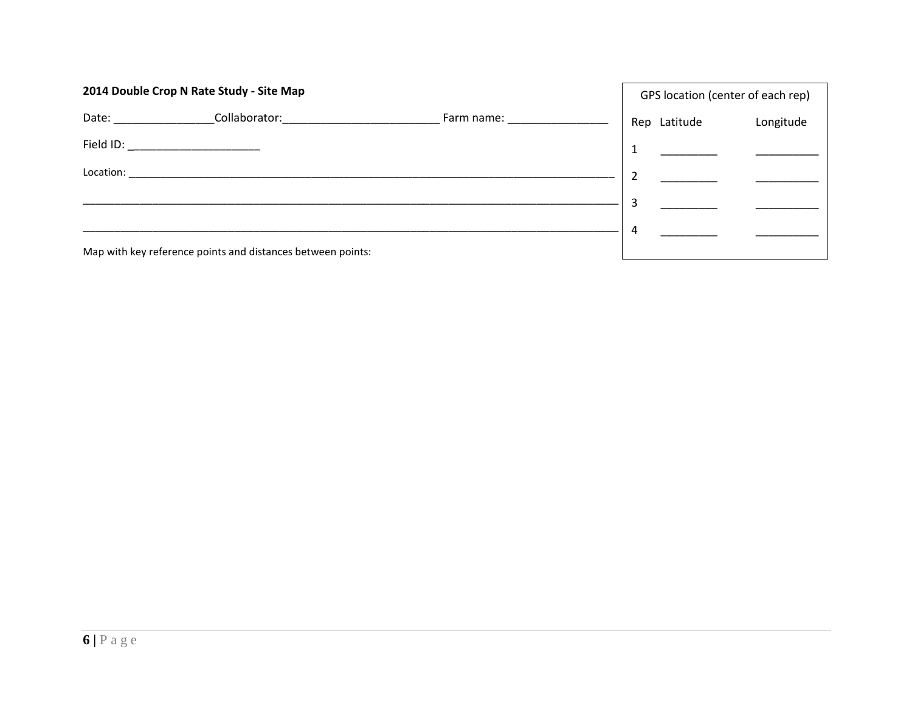**2014 Double Crop N Rate Study - Site Map**

Date: ________________Collaborator:__________________________ Farm name: ________________

Field ID: ______________________

Location: ________________________________________________________________________________________

_____________________________________________________________________________________________

_____________________________________________________________________________________________

| GPS location (center of each rep) | | |
|---|---|---|
| Rep | Latitude | Longitude |
| 1 | _________ | __________ |
| 2 | _________ | __________ |
| 3 | _________ | __________ |
| 4 | _________ | __________ |

Map with key reference points and distances between points: